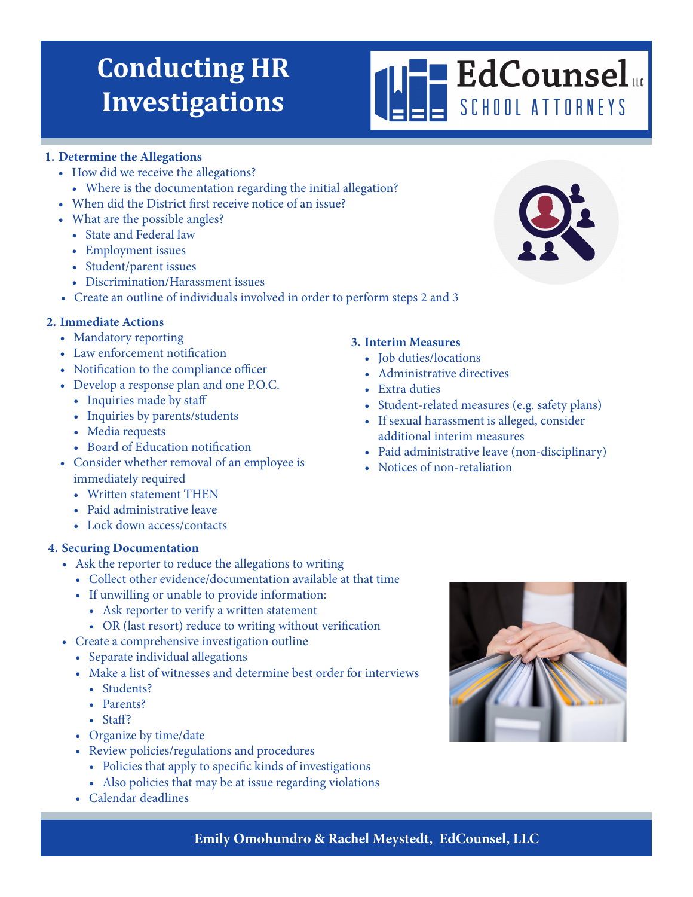# Conducting HR Investigations

EdCounsel LLC
SCHOOL ATTORNEYS

## 1. Determine the Allegations

- How did we receive the allegations?
  - Where is the documentation regarding the initial allegation?
- When did the District first receive notice of an issue?
- What are the possible angles?
  - State and Federal law
  - Employment issues
  - Student/parent issues
  - Discrimination/Harassment issues
- Create an outline of individuals involved in order to perform steps 2 and 3

## 2. Immediate Actions

- Mandatory reporting
- Law enforcement notification
- Notification to the compliance officer
- Develop a response plan and one P.O.C.
  - Inquiries made by staff
  - Inquiries by parents/students
  - Media requests
  - Board of Education notification
- Consider whether removal of an employee is immediately required
  - Written statement THEN
  - Paid administrative leave
  - Lock down access/contacts

## 3. Interim Measures

- Job duties/locations
- Administrative directives
- Extra duties
- Student-related measures (e.g. safety plans)
- If sexual harassment is alleged, consider additional interim measures
- Paid administrative leave (non-disciplinary)
- Notices of non-retaliation

## 4. Securing Documentation

- Ask the reporter to reduce the allegations to writing
  - Collect other evidence/documentation available at that time
  - If unwilling or unable to provide information:
    - Ask reporter to verify a written statement
    - OR (last resort) reduce to writing without verification
- Create a comprehensive investigation outline
  - Separate individual allegations
  - Make a list of witnesses and determine best order for interviews
    - Students?
    - Parents?
    - Staff?
  - Organize by time/date
  - Review policies/regulations and procedures
    - Policies that apply to specific kinds of investigations
    - Also policies that may be at issue regarding violations
  - Calendar deadlines

**Emily Omohundro & Rachel Meystedt, EdCounsel, LLC**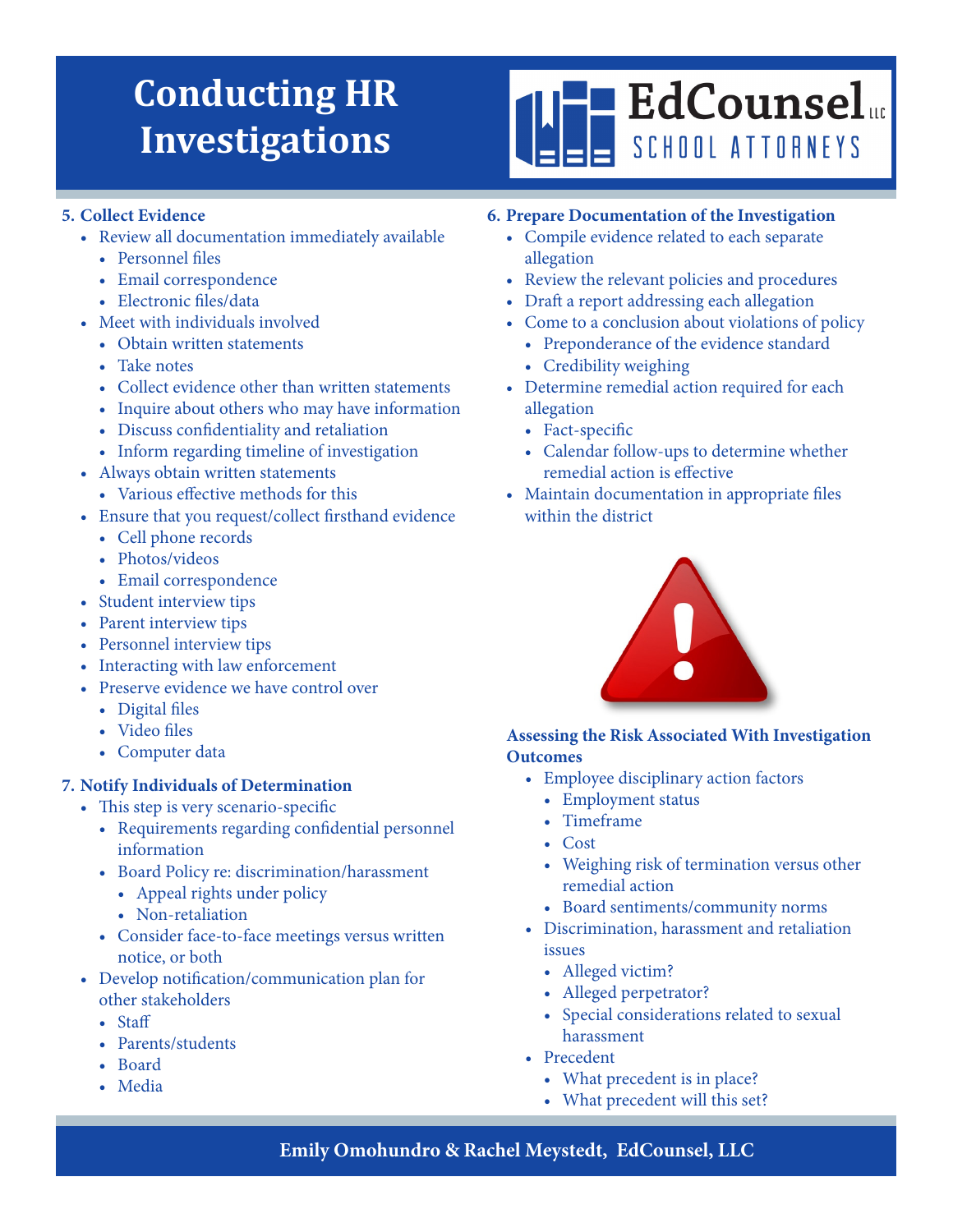# Conducting HR Investigations

EdCounsel LLC
SCHOOL ATTORNEYS

### 5. Collect Evidence

- Review all documentation immediately available
  - Personnel files
  - Email correspondence
  - Electronic files/data
- Meet with individuals involved
  - Obtain written statements
  - Take notes
  - Collect evidence other than written statements
  - Inquire about others who may have information
  - Discuss confidentiality and retaliation
  - Inform regarding timeline of investigation
- Always obtain written statements
  - Various effective methods for this
- Ensure that you request/collect firsthand evidence
  - Cell phone records
  - Photos/videos
  - Email correspondence
- Student interview tips
- Parent interview tips
- Personnel interview tips
- Interacting with law enforcement
- Preserve evidence we have control over
  - Digital files
  - Video files
  - Computer data

### 7. Notify Individuals of Determination

- This step is very scenario-specific
  - Requirements regarding confidential personnel information
  - Board Policy re: discrimination/harassment
    - Appeal rights under policy
    - Non-retaliation
  - Consider face-to-face meetings versus written notice, or both
- Develop notification/communication plan for other stakeholders
  - Staff
  - Parents/students
  - Board
  - Media

### 6. Prepare Documentation of the Investigation

- Compile evidence related to each separate allegation
- Review the relevant policies and procedures
- Draft a report addressing each allegation
- Come to a conclusion about violations of policy
  - Preponderance of the evidence standard
  - Credibility weighing
- Determine remedial action required for each allegation
  - Fact-specific
  - Calendar follow-ups to determine whether remedial action is effective
- Maintain documentation in appropriate files within the district

### Assessing the Risk Associated With Investigation Outcomes

- Employee disciplinary action factors
  - Employment status
  - Timeframe
  - Cost
  - Weighing risk of termination versus other remedial action
  - Board sentiments/community norms
- Discrimination, harassment and retaliation issues
  - Alleged victim?
  - Alleged perpetrator?
  - Special considerations related to sexual harassment
- Precedent
  - What precedent is in place?
  - What precedent will this set?

**Emily Omohundro & Rachel Meystedt, EdCounsel, LLC**